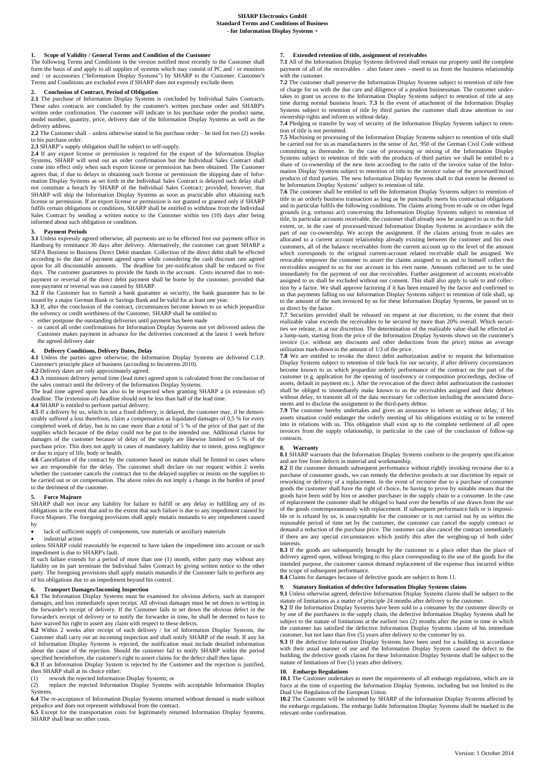**SHARP Electronics GmbH**
**Standard Terms and Conditions of Business**
**- for Information Display Systems -**

## 1. Scope of Validity / General Terms and Condition of the Customer

The following Terms and Conditions in the version notified most recently to the Customer shall form the basis of and apply to all supplies of systems which may consist of PC and / or monitors and / or accessories ("Information Display Systems") by SHARP to the Customer. Customer's Terms and Conditions are excluded even if SHARP does not expressly exclude them.

## 2. Conclusion of Contract, Period of Obligation

**2.1** The purchase of Information Display Systems is concluded by Individual Sales Contracts. These sales contracts are concluded by the customer's written purchase order and SHARP's written order confirmation. The customer will indicate in his purchase order the product name, model number, quantity, price, delivery date of the Information Display Systems as well as the delivery address.

**2.2** The Customer shall – unless otherwise stated in his purchase order – be tied for two (2) weeks to his purchase order.

**2.3** SHARP's supply obligation shall be subject to self-supply.

**2.4** If any export license or permission is required for the export of the Information Display Systems, SHARP will send out an order confirmation but the Individual Sales Contract shall come into effect only when such export license or permission has been obtained. The Customer agrees that, if due to delays in obtaining such license or permission the shipping date of Information Display Systems as set forth in the Individual Sales Contract is delayed such delay shall not constitute a breach by SHARP of the Individual Sales Contract; provided, however, that SHARP will ship the Information Display Systems as soon as practicable after obtaining such license or permission. If an export license or permission is not granted or granted only if SHARP fulfils certain obligations or conditions, SHARP shall be entitled to withdraw from the Individual Sales Contract by sending a written notice to the Customer within ten (10) days after being informed about such obligation or condition.

## 3. Payment Periods

**3.1** Unless expressly agreed otherwise, all payments are to be effected free our payment office in Hamburg by remittance 30 days after delivery. Alternatively, the customer can grant SHARP a SEPA Business to Business Direct Debit mandate. Collection of the direct debit shall be effected according to the date of payment agreed upon while considering the cash discount rate agreed upon for all discountable amounts. The deadline for pre-notification shall be reduced to five days. The customer guarantees to provide the funds in the account. Costs incurred due to non-payment or reversal of the direct debit payment shall be borne by the customer, provided that non-payment or reversal was not caused by SHARP.

**3.2** If the Customer has to furnish a bank guarantee as security, the bank guarantee has to be issued by a major German Bank or Savings Bank and be valid for at least one year.

**3.3** If, after the conclusion of the contract, circumstances become known to us which jeopardize the solvency or credit worthiness of the Customer, SHARP shall be entitled to

- either postpone the outstanding deliveries until payment has been made
- or cancel all order confirmations for Information Display Systems not yet delivered unless the Customer makes payment in advance for the deliveries concerned at the latest 1 week before the agreed delivery date

## 4. Delivery Conditions, Delivery Dates, Delay

**4.1** Unless the parties agree otherwise, the Information Display Systems are delivered C.I.P. Customer's principle place of business (according to Incoterms 2010).

**4.2** Delivery dates are only approximately agreed.

**4.3** A minimum delivery period time (lead time) agreed upon is calculated from the conclusion of the sales contract until the delivery of the Information Display Systems.

The lead time agreed upon has also to be respected when granting SHARP a (n extension of) deadline. The (extension of) deadline should not be less than half of the lead time.

**4.4** SHARP is entitled to perform partial delivery.

**4.5** If a delivery by us, which is not a fixed delivery, is delayed, the customer may, if he demonstrably suffered a loss therefrom, claim a compensation as liquidated damages of 0,5 % for every completed week of delay, but in no case more than a total of 5 % of the price of that part of the supplies which because of the delay could not be put to the intended use. Additional claims for damages of the customer because of delay of the supply are likewise limited on 5 % of the purchase price. This does not apply in cases of mandatory liability due to intent, gross negligence or due to injury of life, body or health.

**4.6** Cancellation of the contract by the customer based on statute shall be limited to cases where we are responsible for the delay. The customer shall declare on our request within 2 weeks whether the customer cancels the contract due to the delayed supplies or insists on the supplies to be carried out or on compensation. The above rules do not imply a change in the burden of proof to the detriment of the customer.

## 5. Force Majeure

SHARP shall not incur any liability for failure to fulfill or any delay in fulfilling any of its obligations in the event that and to the extent that such failure is due to any impediment caused by Force Majeure. The foregoing provisions shall apply mutatis mutandis to any impediment caused by

- lack of sufficient supply of components, raw materials or auxiliary materials
- industrial action

unless SHARP could reasonably be expected to have taken the impediment into account or such impediment is due to SHARP's fault.

If such failure extends for a period of more than one (1) month, either party may without any liability on its part terminate the Individual Sales Contract by giving written notice to the other party. The foregoing provisions shall apply mutatis mutandis if the Customer fails to perform any of his obligations due to an impediment beyond his control.

## 6. Transport Damages/Incoming Inspection

**6.1** The Information Display Systems must be examined for obvious defects, such as transport damages, and loss immediately upon receipt. All obvious damages must be set down in writing in the forwarder's receipt of delivery. If the Customer fails to set down the obvious defect in the forwarder's receipt of delivery or to notify the forwarder in time, he shall be deemed to have to have waived his right to assert any claim with respect to these defects.

**6.2** Within 2 weeks after receipt of each delivery / lot of Information Display Systems, the Customer shall carry out an incoming inspection and shall notify SHARP of the result. If any lot of Information Display Systems is rejected, the notification must include detailed information about the cause of the rejection. Should the customer fail to notify SHARP within the period specified hereinbefore, the customer's right to assert claims for the defect shall then lapse.

**6.3** If an Information Display System is rejected by the Customer and the rejection is justified, then SHARP shall at its choice either:

(1) rework the rejected Information Display Systems; or

(2) replace the rejected Information Display Systems with acceptable Information Display Systems.

**6.4** The re-acceptance of Information Display Systems returned without demand is made without prejudice and does not represent withdrawal from the contract.

**6.5** Except for the transportation costs for legitimately returned Information Display Systems, SHARP shall bear no other costs.

## 7. Extended retention of title, assignment of receivables

**7.1** All of the Information Display Systems delivered shall remain our property until the complete payment of all of the receivables – also future ones - owed to us from the business relationship with the customer.

**7.2** The customer shall preserve the Information Display Systems subject to retention of title free of charge for us with the due care and diligence of a prudent businessman. The customer undertakes to grant us access to the Information Display Systems subject to retention of title at any time during normal business hours. **7.3** In the event of attachment of the Information Display Systems subject to retention of title by third parties the customer shall draw attention to our ownership rights and inform us without delay.

**7.4** Pledging or transfer by way of security of the Information Display Systems subject to retention of title is not permitted.

**7.5** Machining or processing of the Information Display Systems subject to retention of title shall be carried out for us as manufacturers in the sense of Art. 950 of the German Civil Code without committing us thereunder. In the case of processing or mixing of the Information Display Systems subject to retention of title with the products of third parties we shall be entitled to a share of co-ownership of the new item according to the ratio of the invoice value of the Information Display Systems subject to retention of title to the invoice value of the processed/mixed products of third parties. The new Information Display Systems shall to that extent be deemed to be Information Display Systems' subject to retention of title.

**7.6** The customer shall be entitled to sell the Information Display Systems subject to retention of title in an orderly business transaction as long as he punctually meets his contractual obligations and in particular fulfils the following conditions. The claims arising from re-sale or on other legal grounds (e.g. tortuous act) concerning the Information Display Systems subject to retention of title, in particular accounts receivable, the customer shall already now be assigned to us to the full extent, or, in the case of processed/mixed Information Display Systems in accordance with the part of our co-ownership. We accept the assignment. If the claims arising from re-sales are allocated to a current account relationship already existing between the customer and his own customers, all of the balance receivables from the current account up to the level of the amount which corresponds to the original current-account related receivable shall be assigned. We revocable empower the customer to assert the claims assigned to us and to himself collect the receivables assigned to us for our account in his own name. Amounts collected are to be used immediately for the payment of our due receivables. Further assignment of accounts receivable assigned to us shall be excluded without our consent. This shall also apply to sale to and collection by a factor. We shall approve factoring if it has been ensured by the factor and confirmed to us that payments falling on our Information Display Systems subject to retention of title shall, up to the amount of the sum invoiced by us for these Information Display Systems, be passed on to us direct by the factor.

**7.7** Securities provided shall be released on request at our discretion, to the extent that their realizable value exceeds the receivables to be secured by more than 20% overall. Which securities we release, is at our discretion. The determination of the realizable value shall be effected as a lump-sum, starting from the price of the Information Display Systems shown on the customer's invoice (i.e. without any discounts and other deductions from the price) minus an average utilization mark-down in the amount of 1/3 of the price.

**7.8** We are entitled to revoke the direct debit authorization and/or to request the Information Display Systems subject to retention of title back for our security, if after delivery circumstances become known to us which jeopardize orderly performance of the contract on the part of the customer (e.g. application for the opening of insolvency or composition proceedings, decline of assets, default in payment etc.). After the revocation of the direct debit authorization the customer shall be obliged to immediately make known to us the receivables assigned and their debtors without delay, to transmit all of the data necessary for collection including the associated documents and to disclose the assignment to the third-party debtor.

**7.9** The customer hereby undertakes and gives an assurance to inform us without delay, if his assets situation could endanger the orderly meeting of his obligations existing or to be entered into in relations with us. This obligation shall exist up to the complete settlement of all open invoices from the supply relationship, in particular in the case of the conclusion of follow-up contracts.

## 8. Warranty

**8.1** SHARP warrants that the Information Display Systems conform to the property specification and are free from defects in material and workmanship.

**8.2** If the customer demands subsequent performance without rightly invoking recourse due to a purchase of consumer goods, we can remedy the defective products at our discretion by repair or reworking or delivery of a replacement. In the event of recourse due to a purchase of consumer goods the customer shall have the right of choice, he having to prove by suitable means that the goods have been sold by him or another purchaser in the supply chain to a consumer. In the case of replacement the customer shall be obliged to hand over the benefits of use drawn from the use of the goods contemporaneously with replacement. If subsequent performance fails or is impossible or is refused by us, is unacceptable for the customer or is not carried out by us within the reasonable period of time set by the customer, the customer can cancel the supply contract or demand a reduction of the purchase price. The customer can also cancel the contract immediately if there are any special circumstances which justify this after the weighing-up of both sides' interests.

**8.3** If the goods are subsequently brought by the customer to a place other than the place of delivery agreed upon, without bringing to this place corresponding to the use of the goods for the intended purpose, the customer cannot demand replacement of the expense thus incurred within the scope of subsequent performance.

**8.4** Claims for damages because of defective goods are subject to Item 11.

## 9. Statutory limitation of defective Information Display Systems claims

**9.1** Unless otherwise agreed, defective Information Display Systems claims shall be subject to the statute of limitations as a matter of principle 24 months after delivery to the customer.

**9.2** If the Information Display Systems have been sold to a consumer by the customer directly or by one of the purchasers in the supply chain, the defective Information Display Systems shall be subject to the statute of limitations at the earliest two (2) months after the point in time in which the customer has satisfied the defective Information Display Systems claims of his immediate customer, but not later than five (5) years after delivery to the customer by us.

**9.3** If the defective Information Display Systems have been used for a building in accordance with their usual manner of use and the Information Display System caused the defect to the building, the defective goods claims for these Information Display Systems shall be subject to the statute of limitations of five (5) years after delivery.

## 10. Embargo Regulations

**10.1** The Customer undertakes to meet the requirements of all embargo regulations, which are in force at the time of exporting the Information Display Systems, including but not limited to the Dual Use Regulation of the European Union.

**10.2** The Customer will be informed by SHARP of the Information Display Systems affected by the embargo regulations. The embargo liable Information Display Systems shall be marked in the relevant order confirmation.

Version: 1 October 2014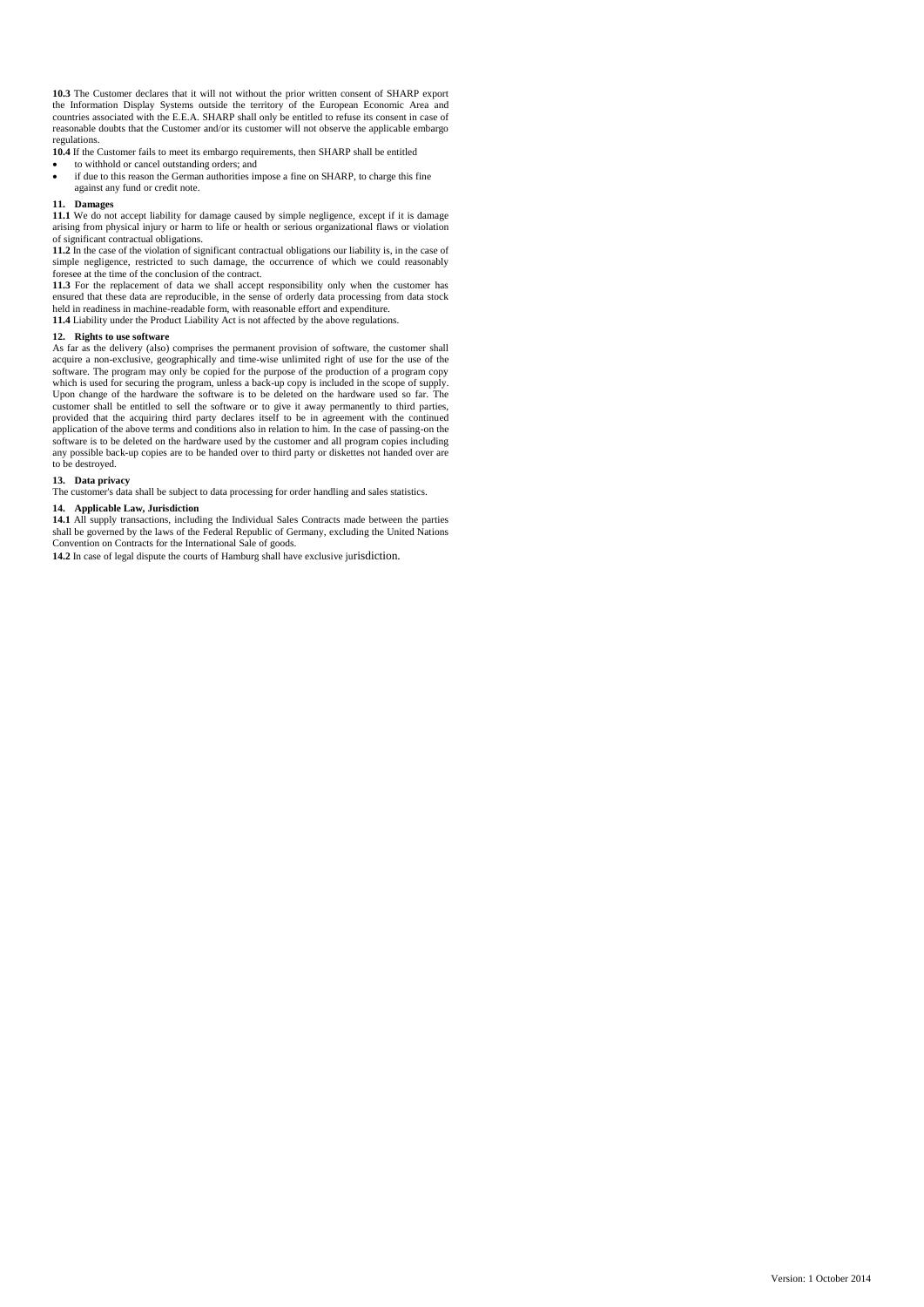**10.3** The Customer declares that it will not without the prior written consent of SHARP export the Information Display Systems outside the territory of the European Economic Area and countries associated with the E.E.A. SHARP shall only be entitled to refuse its consent in case of reasonable doubts that the Customer and/or its customer will not observe the applicable embargo regulations.

**10.4** If the Customer fails to meet its embargo requirements, then SHARP shall be entitled

- to withhold or cancel outstanding orders; and
- if due to this reason the German authorities impose a fine on SHARP, to charge this fine against any fund or credit note.

### 11. Damages

**11.1** We do not accept liability for damage caused by simple negligence, except if it is damage arising from physical injury or harm to life or health or serious organizational flaws or violation of significant contractual obligations.

**11.2** In the case of the violation of significant contractual obligations our liability is, in the case of simple negligence, restricted to such damage, the occurrence of which we could reasonably foresee at the time of the conclusion of the contract.

**11.3** For the replacement of data we shall accept responsibility only when the customer has ensured that these data are reproducible, in the sense of orderly data processing from data stock held in readiness in machine-readable form, with reasonable effort and expenditure.

**11.4** Liability under the Product Liability Act is not affected by the above regulations.

### 12. Rights to use software

As far as the delivery (also) comprises the permanent provision of software, the customer shall acquire a non-exclusive, geographically and time-wise unlimited right of use for the use of the software. The program may only be copied for the purpose of the production of a program copy which is used for securing the program, unless a back-up copy is included in the scope of supply. Upon change of the hardware the software is to be deleted on the hardware used so far. The customer shall be entitled to sell the software or to give it away permanently to third parties, provided that the acquiring third party declares itself to be in agreement with the continued application of the above terms and conditions also in relation to him. In the case of passing-on the software is to be deleted on the hardware used by the customer and all program copies including any possible back-up copies are to be handed over to third party or diskettes not handed over are to be destroyed.

### 13. Data privacy

The customer's data shall be subject to data processing for order handling and sales statistics.

### 14. Applicable Law, Jurisdiction

**14.1** All supply transactions, including the Individual Sales Contracts made between the parties shall be governed by the laws of the Federal Republic of Germany, excluding the United Nations Convention on Contracts for the International Sale of goods.

**14.2** In case of legal dispute the courts of Hamburg shall have exclusive jurisdiction.

Version: 1 October 2014